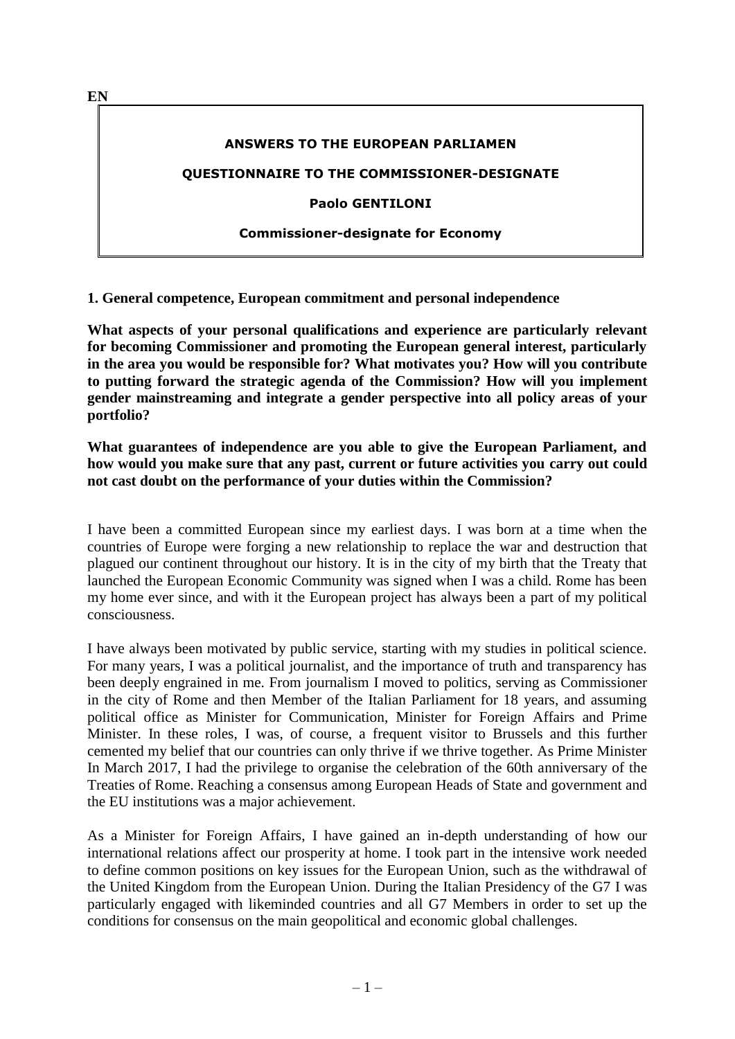EN

**ANSWERS TO THE EUROPEAN PARLIAMEN**

**QUESTIONNAIRE TO THE COMMISSIONER-DESIGNATE**

**Paolo GENTILONI**

**Commissioner-designate for Economy**

## 1. General competence, European commitment and personal independence

**What aspects of your personal qualifications and experience are particularly relevant for becoming Commissioner and promoting the European general interest, particularly in the area you would be responsible for? What motivates you? How will you contribute to putting forward the strategic agenda of the Commission? How will you implement gender mainstreaming and integrate a gender perspective into all policy areas of your portfolio?**

**What guarantees of independence are you able to give the European Parliament, and how would you make sure that any past, current or future activities you carry out could not cast doubt on the performance of your duties within the Commission?**

I have been a committed European since my earliest days. I was born at a time when the countries of Europe were forging a new relationship to replace the war and destruction that plagued our continent throughout our history. It is in the city of my birth that the Treaty that launched the European Economic Community was signed when I was a child. Rome has been my home ever since, and with it the European project has always been a part of my political consciousness.

I have always been motivated by public service, starting with my studies in political science. For many years, I was a political journalist, and the importance of truth and transparency has been deeply engrained in me. From journalism I moved to politics, serving as Commissioner in the city of Rome and then Member of the Italian Parliament for 18 years, and assuming political office as Minister for Communication, Minister for Foreign Affairs and Prime Minister. In these roles, I was, of course, a frequent visitor to Brussels and this further cemented my belief that our countries can only thrive if we thrive together. As Prime Minister In March 2017, I had the privilege to organise the celebration of the 60th anniversary of the Treaties of Rome. Reaching a consensus among European Heads of State and government and the EU institutions was a major achievement.

As a Minister for Foreign Affairs, I have gained an in-depth understanding of how our international relations affect our prosperity at home. I took part in the intensive work needed to define common positions on key issues for the European Union, such as the withdrawal of the United Kingdom from the European Union. During the Italian Presidency of the G7 I was particularly engaged with likeminded countries and all G7 Members in order to set up the conditions for consensus on the main geopolitical and economic global challenges.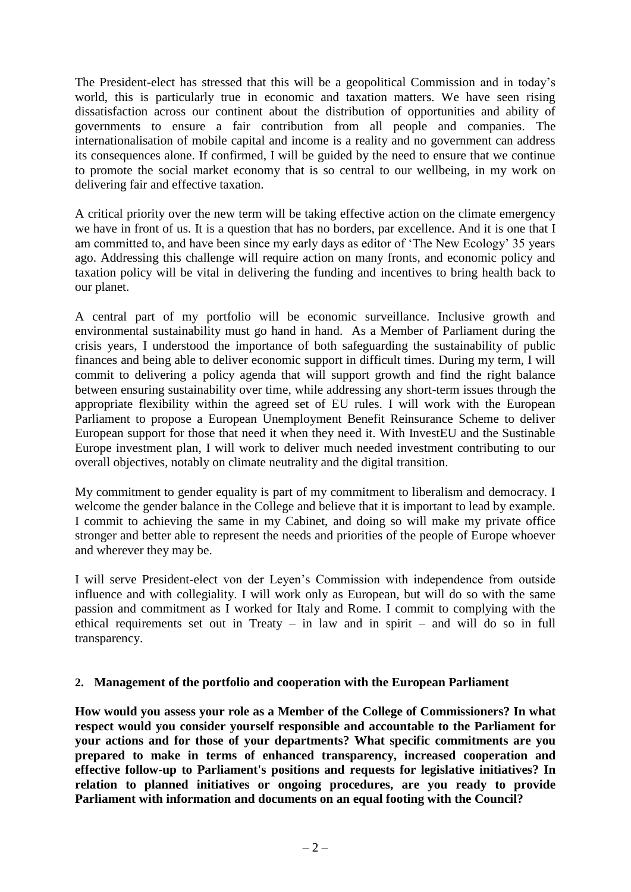The President-elect has stressed that this will be a geopolitical Commission and in today's world, this is particularly true in economic and taxation matters. We have seen rising dissatisfaction across our continent about the distribution of opportunities and ability of governments to ensure a fair contribution from all people and companies. The internationalisation of mobile capital and income is a reality and no government can address its consequences alone. If confirmed, I will be guided by the need to ensure that we continue to promote the social market economy that is so central to our wellbeing, in my work on delivering fair and effective taxation.

A critical priority over the new term will be taking effective action on the climate emergency we have in front of us. It is a question that has no borders, par excellence. And it is one that I am committed to, and have been since my early days as editor of 'The New Ecology' 35 years ago. Addressing this challenge will require action on many fronts, and economic policy and taxation policy will be vital in delivering the funding and incentives to bring health back to our planet.

A central part of my portfolio will be economic surveillance. Inclusive growth and environmental sustainability must go hand in hand. As a Member of Parliament during the crisis years, I understood the importance of both safeguarding the sustainability of public finances and being able to deliver economic support in difficult times. During my term, I will commit to delivering a policy agenda that will support growth and find the right balance between ensuring sustainability over time, while addressing any short-term issues through the appropriate flexibility within the agreed set of EU rules. I will work with the European Parliament to propose a European Unemployment Benefit Reinsurance Scheme to deliver European support for those that need it when they need it. With InvestEU and the Sustinable Europe investment plan, I will work to deliver much needed investment contributing to our overall objectives, notably on climate neutrality and the digital transition.

My commitment to gender equality is part of my commitment to liberalism and democracy. I welcome the gender balance in the College and believe that it is important to lead by example. I commit to achieving the same in my Cabinet, and doing so will make my private office stronger and better able to represent the needs and priorities of the people of Europe whoever and wherever they may be.

I will serve President-elect von der Leyen's Commission with independence from outside influence and with collegiality. I will work only as European, but will do so with the same passion and commitment as I worked for Italy and Rome. I commit to complying with the ethical requirements set out in Treaty – in law and in spirit – and will do so in full transparency.

## 2. Management of the portfolio and cooperation with the European Parliament

**How would you assess your role as a Member of the College of Commissioners? In what respect would you consider yourself responsible and accountable to the Parliament for your actions and for those of your departments? What specific commitments are you prepared to make in terms of enhanced transparency, increased cooperation and effective follow-up to Parliament's positions and requests for legislative initiatives? In relation to planned initiatives or ongoing procedures, are you ready to provide Parliament with information and documents on an equal footing with the Council?**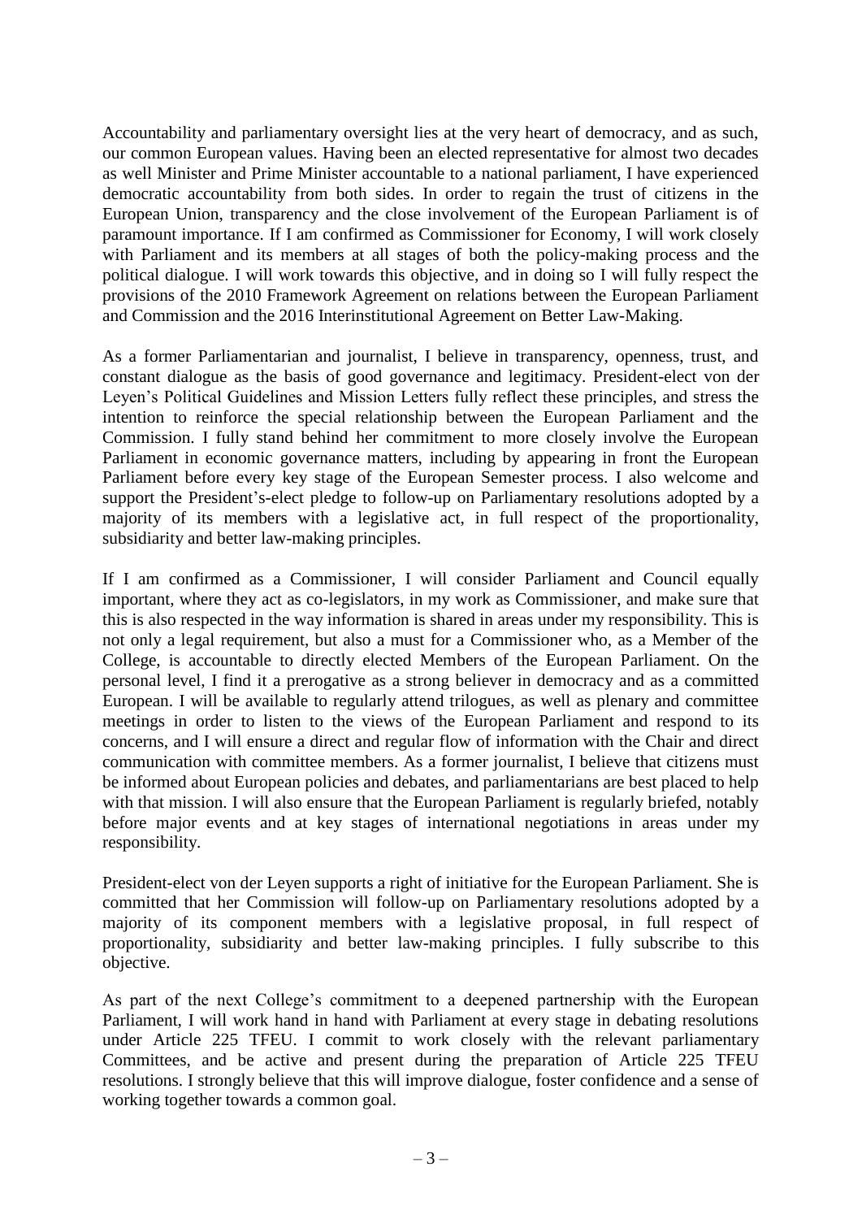Accountability and parliamentary oversight lies at the very heart of democracy, and as such, our common European values. Having been an elected representative for almost two decades as well Minister and Prime Minister accountable to a national parliament, I have experienced democratic accountability from both sides. In order to regain the trust of citizens in the European Union, transparency and the close involvement of the European Parliament is of paramount importance. If I am confirmed as Commissioner for Economy, I will work closely with Parliament and its members at all stages of both the policy-making process and the political dialogue. I will work towards this objective, and in doing so I will fully respect the provisions of the 2010 Framework Agreement on relations between the European Parliament and Commission and the 2016 Interinstitutional Agreement on Better Law-Making.

As a former Parliamentarian and journalist, I believe in transparency, openness, trust, and constant dialogue as the basis of good governance and legitimacy. President-elect von der Leyen's Political Guidelines and Mission Letters fully reflect these principles, and stress the intention to reinforce the special relationship between the European Parliament and the Commission. I fully stand behind her commitment to more closely involve the European Parliament in economic governance matters, including by appearing in front the European Parliament before every key stage of the European Semester process. I also welcome and support the President's-elect pledge to follow-up on Parliamentary resolutions adopted by a majority of its members with a legislative act, in full respect of the proportionality, subsidiarity and better law-making principles.

If I am confirmed as a Commissioner, I will consider Parliament and Council equally important, where they act as co-legislators, in my work as Commissioner, and make sure that this is also respected in the way information is shared in areas under my responsibility. This is not only a legal requirement, but also a must for a Commissioner who, as a Member of the College, is accountable to directly elected Members of the European Parliament. On the personal level, I find it a prerogative as a strong believer in democracy and as a committed European. I will be available to regularly attend trilogues, as well as plenary and committee meetings in order to listen to the views of the European Parliament and respond to its concerns, and I will ensure a direct and regular flow of information with the Chair and direct communication with committee members. As a former journalist, I believe that citizens must be informed about European policies and debates, and parliamentarians are best placed to help with that mission. I will also ensure that the European Parliament is regularly briefed, notably before major events and at key stages of international negotiations in areas under my responsibility.

President-elect von der Leyen supports a right of initiative for the European Parliament. She is committed that her Commission will follow-up on Parliamentary resolutions adopted by a majority of its component members with a legislative proposal, in full respect of proportionality, subsidiarity and better law-making principles. I fully subscribe to this objective.

As part of the next College's commitment to a deepened partnership with the European Parliament, I will work hand in hand with Parliament at every stage in debating resolutions under Article 225 TFEU. I commit to work closely with the relevant parliamentary Committees, and be active and present during the preparation of Article 225 TFEU resolutions. I strongly believe that this will improve dialogue, foster confidence and a sense of working together towards a common goal.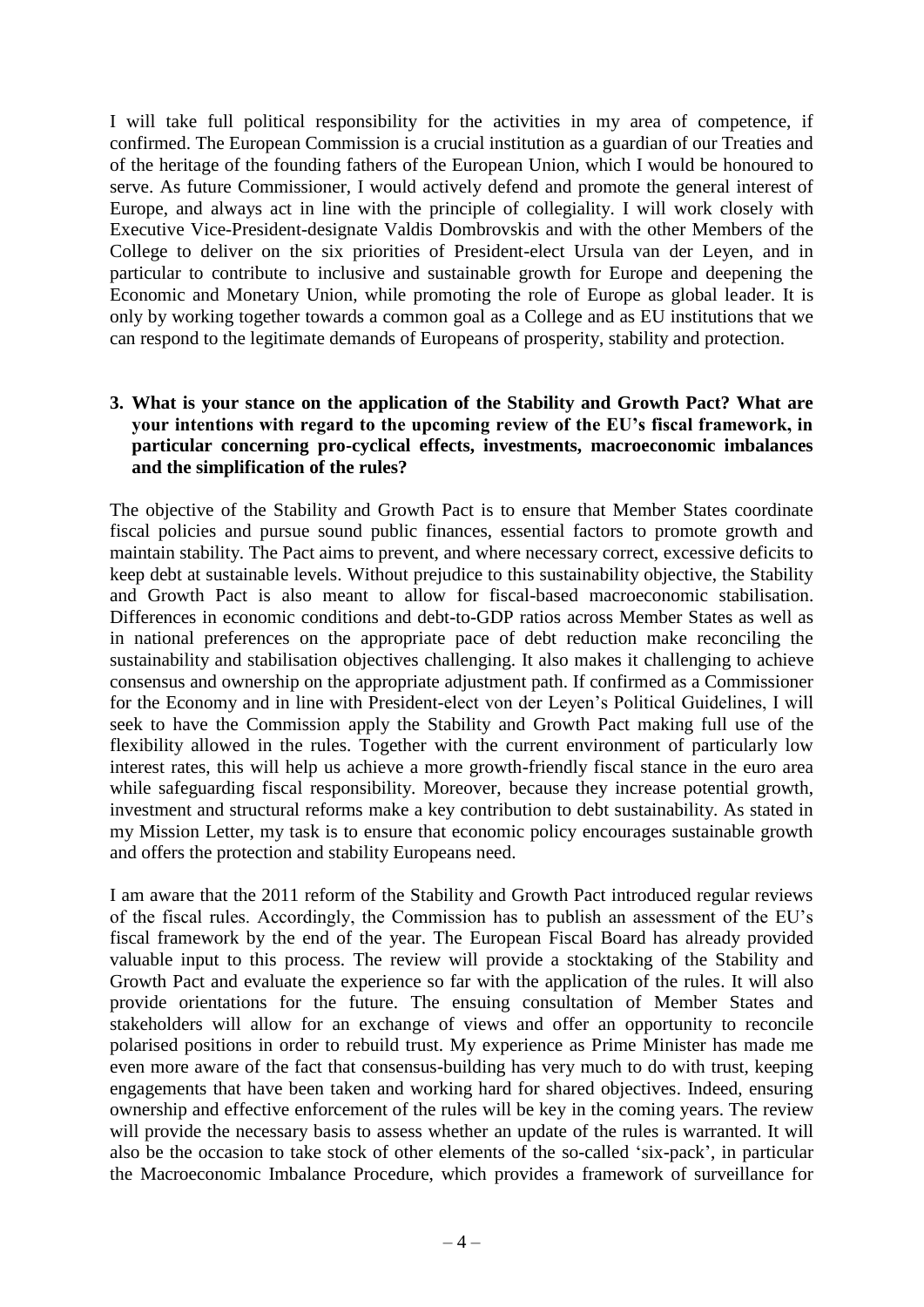I will take full political responsibility for the activities in my area of competence, if confirmed. The European Commission is a crucial institution as a guardian of our Treaties and of the heritage of the founding fathers of the European Union, which I would be honoured to serve. As future Commissioner, I would actively defend and promote the general interest of Europe, and always act in line with the principle of collegiality. I will work closely with Executive Vice-President-designate Valdis Dombrovskis and with the other Members of the College to deliver on the six priorities of President-elect Ursula van der Leyen, and in particular to contribute to inclusive and sustainable growth for Europe and deepening the Economic and Monetary Union, while promoting the role of Europe as global leader. It is only by working together towards a common goal as a College and as EU institutions that we can respond to the legitimate demands of Europeans of prosperity, stability and protection.

**3. What is your stance on the application of the Stability and Growth Pact? What are your intentions with regard to the upcoming review of the EU's fiscal framework, in particular concerning pro-cyclical effects, investments, macroeconomic imbalances and the simplification of the rules?**

The objective of the Stability and Growth Pact is to ensure that Member States coordinate fiscal policies and pursue sound public finances, essential factors to promote growth and maintain stability. The Pact aims to prevent, and where necessary correct, excessive deficits to keep debt at sustainable levels. Without prejudice to this sustainability objective, the Stability and Growth Pact is also meant to allow for fiscal-based macroeconomic stabilisation. Differences in economic conditions and debt-to-GDP ratios across Member States as well as in national preferences on the appropriate pace of debt reduction make reconciling the sustainability and stabilisation objectives challenging. It also makes it challenging to achieve consensus and ownership on the appropriate adjustment path. If confirmed as a Commissioner for the Economy and in line with President-elect von der Leyen's Political Guidelines, I will seek to have the Commission apply the Stability and Growth Pact making full use of the flexibility allowed in the rules. Together with the current environment of particularly low interest rates, this will help us achieve a more growth-friendly fiscal stance in the euro area while safeguarding fiscal responsibility. Moreover, because they increase potential growth, investment and structural reforms make a key contribution to debt sustainability. As stated in my Mission Letter, my task is to ensure that economic policy encourages sustainable growth and offers the protection and stability Europeans need.

I am aware that the 2011 reform of the Stability and Growth Pact introduced regular reviews of the fiscal rules. Accordingly, the Commission has to publish an assessment of the EU's fiscal framework by the end of the year. The European Fiscal Board has already provided valuable input to this process. The review will provide a stocktaking of the Stability and Growth Pact and evaluate the experience so far with the application of the rules. It will also provide orientations for the future. The ensuing consultation of Member States and stakeholders will allow for an exchange of views and offer an opportunity to reconcile polarised positions in order to rebuild trust. My experience as Prime Minister has made me even more aware of the fact that consensus-building has very much to do with trust, keeping engagements that have been taken and working hard for shared objectives. Indeed, ensuring ownership and effective enforcement of the rules will be key in the coming years. The review will provide the necessary basis to assess whether an update of the rules is warranted. It will also be the occasion to take stock of other elements of the so-called 'six-pack', in particular the Macroeconomic Imbalance Procedure, which provides a framework of surveillance for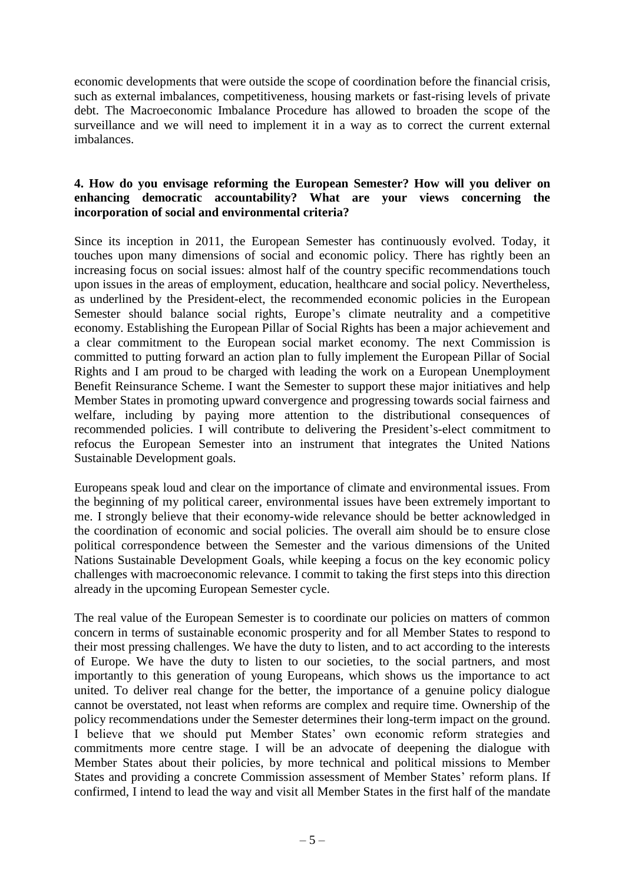economic developments that were outside the scope of coordination before the financial crisis, such as external imbalances, competitiveness, housing markets or fast-rising levels of private debt. The Macroeconomic Imbalance Procedure has allowed to broaden the scope of the surveillance and we will need to implement it in a way as to correct the current external imbalances.

**4. How do you envisage reforming the European Semester? How will you deliver on enhancing democratic accountability? What are your views concerning the incorporation of social and environmental criteria?**

Since its inception in 2011, the European Semester has continuously evolved. Today, it touches upon many dimensions of social and economic policy. There has rightly been an increasing focus on social issues: almost half of the country specific recommendations touch upon issues in the areas of employment, education, healthcare and social policy. Nevertheless, as underlined by the President-elect, the recommended economic policies in the European Semester should balance social rights, Europe's climate neutrality and a competitive economy. Establishing the European Pillar of Social Rights has been a major achievement and a clear commitment to the European social market economy. The next Commission is committed to putting forward an action plan to fully implement the European Pillar of Social Rights and I am proud to be charged with leading the work on a European Unemployment Benefit Reinsurance Scheme. I want the Semester to support these major initiatives and help Member States in promoting upward convergence and progressing towards social fairness and welfare, including by paying more attention to the distributional consequences of recommended policies. I will contribute to delivering the President's-elect commitment to refocus the European Semester into an instrument that integrates the United Nations Sustainable Development goals.

Europeans speak loud and clear on the importance of climate and environmental issues. From the beginning of my political career, environmental issues have been extremely important to me. I strongly believe that their economy-wide relevance should be better acknowledged in the coordination of economic and social policies. The overall aim should be to ensure close political correspondence between the Semester and the various dimensions of the United Nations Sustainable Development Goals, while keeping a focus on the key economic policy challenges with macroeconomic relevance. I commit to taking the first steps into this direction already in the upcoming European Semester cycle.

The real value of the European Semester is to coordinate our policies on matters of common concern in terms of sustainable economic prosperity and for all Member States to respond to their most pressing challenges. We have the duty to listen, and to act according to the interests of Europe. We have the duty to listen to our societies, to the social partners, and most importantly to this generation of young Europeans, which shows us the importance to act united. To deliver real change for the better, the importance of a genuine policy dialogue cannot be overstated, not least when reforms are complex and require time. Ownership of the policy recommendations under the Semester determines their long-term impact on the ground. I believe that we should put Member States' own economic reform strategies and commitments more centre stage. I will be an advocate of deepening the dialogue with Member States about their policies, by more technical and political missions to Member States and providing a concrete Commission assessment of Member States' reform plans. If confirmed, I intend to lead the way and visit all Member States in the first half of the mandate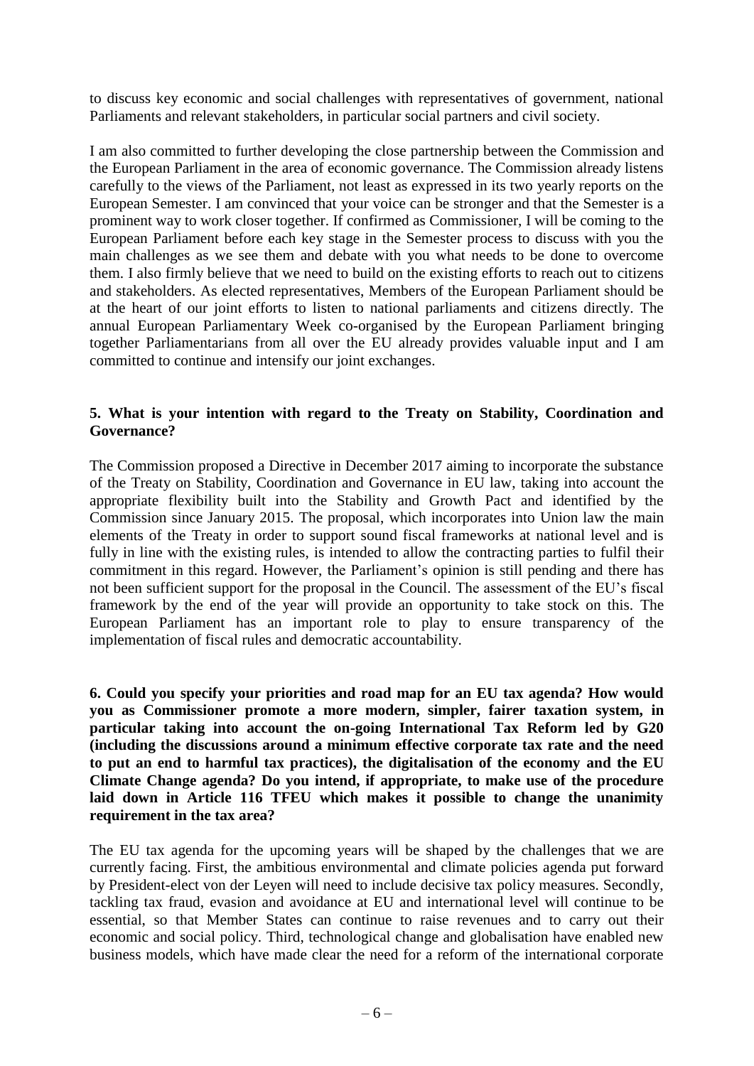to discuss key economic and social challenges with representatives of government, national Parliaments and relevant stakeholders, in particular social partners and civil society.

I am also committed to further developing the close partnership between the Commission and the European Parliament in the area of economic governance. The Commission already listens carefully to the views of the Parliament, not least as expressed in its two yearly reports on the European Semester. I am convinced that your voice can be stronger and that the Semester is a prominent way to work closer together. If confirmed as Commissioner, I will be coming to the European Parliament before each key stage in the Semester process to discuss with you the main challenges as we see them and debate with you what needs to be done to overcome them. I also firmly believe that we need to build on the existing efforts to reach out to citizens and stakeholders. As elected representatives, Members of the European Parliament should be at the heart of our joint efforts to listen to national parliaments and citizens directly. The annual European Parliamentary Week co-organised by the European Parliament bringing together Parliamentarians from all over the EU already provides valuable input and I am committed to continue and intensify our joint exchanges.

**5. What is your intention with regard to the Treaty on Stability, Coordination and Governance?**

The Commission proposed a Directive in December 2017 aiming to incorporate the substance of the Treaty on Stability, Coordination and Governance in EU law, taking into account the appropriate flexibility built into the Stability and Growth Pact and identified by the Commission since January 2015. The proposal, which incorporates into Union law the main elements of the Treaty in order to support sound fiscal frameworks at national level and is fully in line with the existing rules, is intended to allow the contracting parties to fulfil their commitment in this regard. However, the Parliament's opinion is still pending and there has not been sufficient support for the proposal in the Council. The assessment of the EU's fiscal framework by the end of the year will provide an opportunity to take stock on this. The European Parliament has an important role to play to ensure transparency of the implementation of fiscal rules and democratic accountability.

**6. Could you specify your priorities and road map for an EU tax agenda? How would you as Commissioner promote a more modern, simpler, fairer taxation system, in particular taking into account the on-going International Tax Reform led by G20 (including the discussions around a minimum effective corporate tax rate and the need to put an end to harmful tax practices), the digitalisation of the economy and the EU Climate Change agenda? Do you intend, if appropriate, to make use of the procedure laid down in Article 116 TFEU which makes it possible to change the unanimity requirement in the tax area?**

The EU tax agenda for the upcoming years will be shaped by the challenges that we are currently facing. First, the ambitious environmental and climate policies agenda put forward by President-elect von der Leyen will need to include decisive tax policy measures. Secondly, tackling tax fraud, evasion and avoidance at EU and international level will continue to be essential, so that Member States can continue to raise revenues and to carry out their economic and social policy. Third, technological change and globalisation have enabled new business models, which have made clear the need for a reform of the international corporate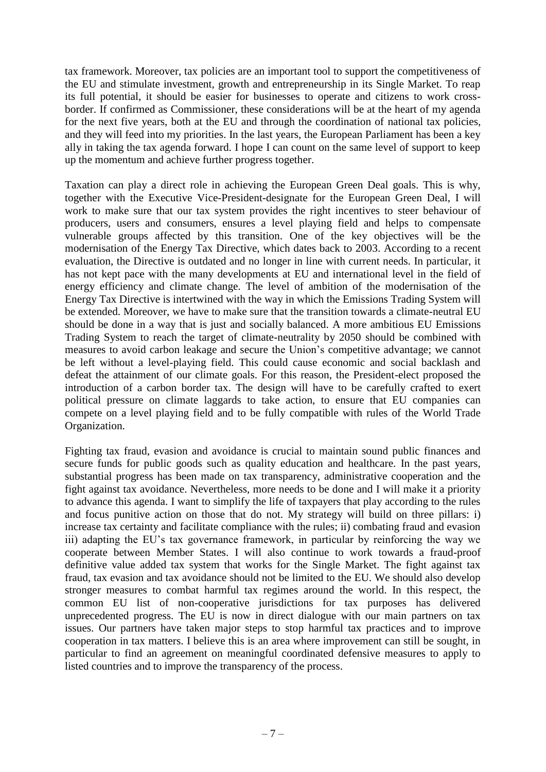tax framework. Moreover, tax policies are an important tool to support the competitiveness of the EU and stimulate investment, growth and entrepreneurship in its Single Market. To reap its full potential, it should be easier for businesses to operate and citizens to work cross-border. If confirmed as Commissioner, these considerations will be at the heart of my agenda for the next five years, both at the EU and through the coordination of national tax policies, and they will feed into my priorities. In the last years, the European Parliament has been a key ally in taking the tax agenda forward. I hope I can count on the same level of support to keep up the momentum and achieve further progress together.

Taxation can play a direct role in achieving the European Green Deal goals. This is why, together with the Executive Vice-President-designate for the European Green Deal, I will work to make sure that our tax system provides the right incentives to steer behaviour of producers, users and consumers, ensures a level playing field and helps to compensate vulnerable groups affected by this transition. One of the key objectives will be the modernisation of the Energy Tax Directive, which dates back to 2003. According to a recent evaluation, the Directive is outdated and no longer in line with current needs. In particular, it has not kept pace with the many developments at EU and international level in the field of energy efficiency and climate change. The level of ambition of the modernisation of the Energy Tax Directive is intertwined with the way in which the Emissions Trading System will be extended. Moreover, we have to make sure that the transition towards a climate-neutral EU should be done in a way that is just and socially balanced. A more ambitious EU Emissions Trading System to reach the target of climate-neutrality by 2050 should be combined with measures to avoid carbon leakage and secure the Union's competitive advantage; we cannot be left without a level-playing field. This could cause economic and social backlash and defeat the attainment of our climate goals. For this reason, the President-elect proposed the introduction of a carbon border tax. The design will have to be carefully crafted to exert political pressure on climate laggards to take action, to ensure that EU companies can compete on a level playing field and to be fully compatible with rules of the World Trade Organization.

Fighting tax fraud, evasion and avoidance is crucial to maintain sound public finances and secure funds for public goods such as quality education and healthcare. In the past years, substantial progress has been made on tax transparency, administrative cooperation and the fight against tax avoidance. Nevertheless, more needs to be done and I will make it a priority to advance this agenda. I want to simplify the life of taxpayers that play according to the rules and focus punitive action on those that do not. My strategy will build on three pillars: i) increase tax certainty and facilitate compliance with the rules; ii) combating fraud and evasion iii) adapting the EU's tax governance framework, in particular by reinforcing the way we cooperate between Member States. I will also continue to work towards a fraud-proof definitive value added tax system that works for the Single Market. The fight against tax fraud, tax evasion and tax avoidance should not be limited to the EU. We should also develop stronger measures to combat harmful tax regimes around the world. In this respect, the common EU list of non-cooperative jurisdictions for tax purposes has delivered unprecedented progress. The EU is now in direct dialogue with our main partners on tax issues. Our partners have taken major steps to stop harmful tax practices and to improve cooperation in tax matters. I believe this is an area where improvement can still be sought, in particular to find an agreement on meaningful coordinated defensive measures to apply to listed countries and to improve the transparency of the process.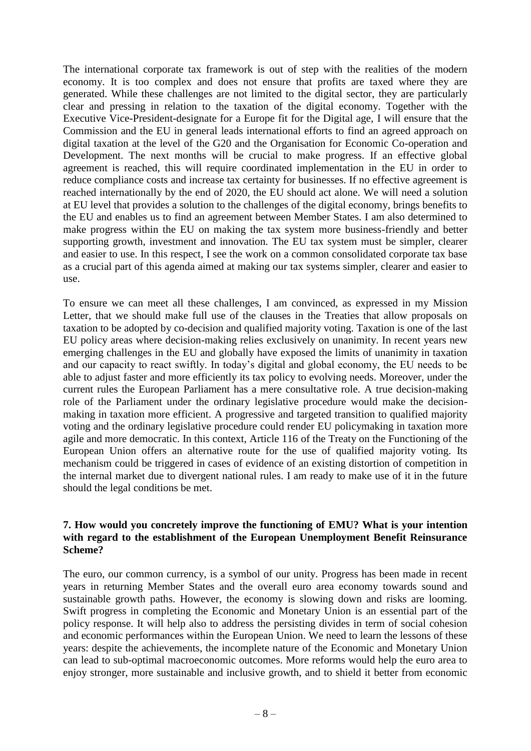The international corporate tax framework is out of step with the realities of the modern economy. It is too complex and does not ensure that profits are taxed where they are generated. While these challenges are not limited to the digital sector, they are particularly clear and pressing in relation to the taxation of the digital economy. Together with the Executive Vice-President-designate for a Europe fit for the Digital age, I will ensure that the Commission and the EU in general leads international efforts to find an agreed approach on digital taxation at the level of the G20 and the Organisation for Economic Co-operation and Development. The next months will be crucial to make progress. If an effective global agreement is reached, this will require coordinated implementation in the EU in order to reduce compliance costs and increase tax certainty for businesses. If no effective agreement is reached internationally by the end of 2020, the EU should act alone. We will need a solution at EU level that provides a solution to the challenges of the digital economy, brings benefits to the EU and enables us to find an agreement between Member States. I am also determined to make progress within the EU on making the tax system more business-friendly and better supporting growth, investment and innovation. The EU tax system must be simpler, clearer and easier to use. In this respect, I see the work on a common consolidated corporate tax base as a crucial part of this agenda aimed at making our tax systems simpler, clearer and easier to use.

To ensure we can meet all these challenges, I am convinced, as expressed in my Mission Letter, that we should make full use of the clauses in the Treaties that allow proposals on taxation to be adopted by co-decision and qualified majority voting. Taxation is one of the last EU policy areas where decision-making relies exclusively on unanimity. In recent years new emerging challenges in the EU and globally have exposed the limits of unanimity in taxation and our capacity to react swiftly. In today's digital and global economy, the EU needs to be able to adjust faster and more efficiently its tax policy to evolving needs. Moreover, under the current rules the European Parliament has a mere consultative role. A true decision-making role of the Parliament under the ordinary legislative procedure would make the decision-making in taxation more efficient. A progressive and targeted transition to qualified majority voting and the ordinary legislative procedure could render EU policymaking in taxation more agile and more democratic. In this context, Article 116 of the Treaty on the Functioning of the European Union offers an alternative route for the use of qualified majority voting. Its mechanism could be triggered in cases of evidence of an existing distortion of competition in the internal market due to divergent national rules. I am ready to make use of it in the future should the legal conditions be met.

**7. How would you concretely improve the functioning of EMU? What is your intention with regard to the establishment of the European Unemployment Benefit Reinsurance Scheme?**

The euro, our common currency, is a symbol of our unity. Progress has been made in recent years in returning Member States and the overall euro area economy towards sound and sustainable growth paths. However, the economy is slowing down and risks are looming. Swift progress in completing the Economic and Monetary Union is an essential part of the policy response. It will help also to address the persisting divides in term of social cohesion and economic performances within the European Union. We need to learn the lessons of these years: despite the achievements, the incomplete nature of the Economic and Monetary Union can lead to sub-optimal macroeconomic outcomes. More reforms would help the euro area to enjoy stronger, more sustainable and inclusive growth, and to shield it better from economic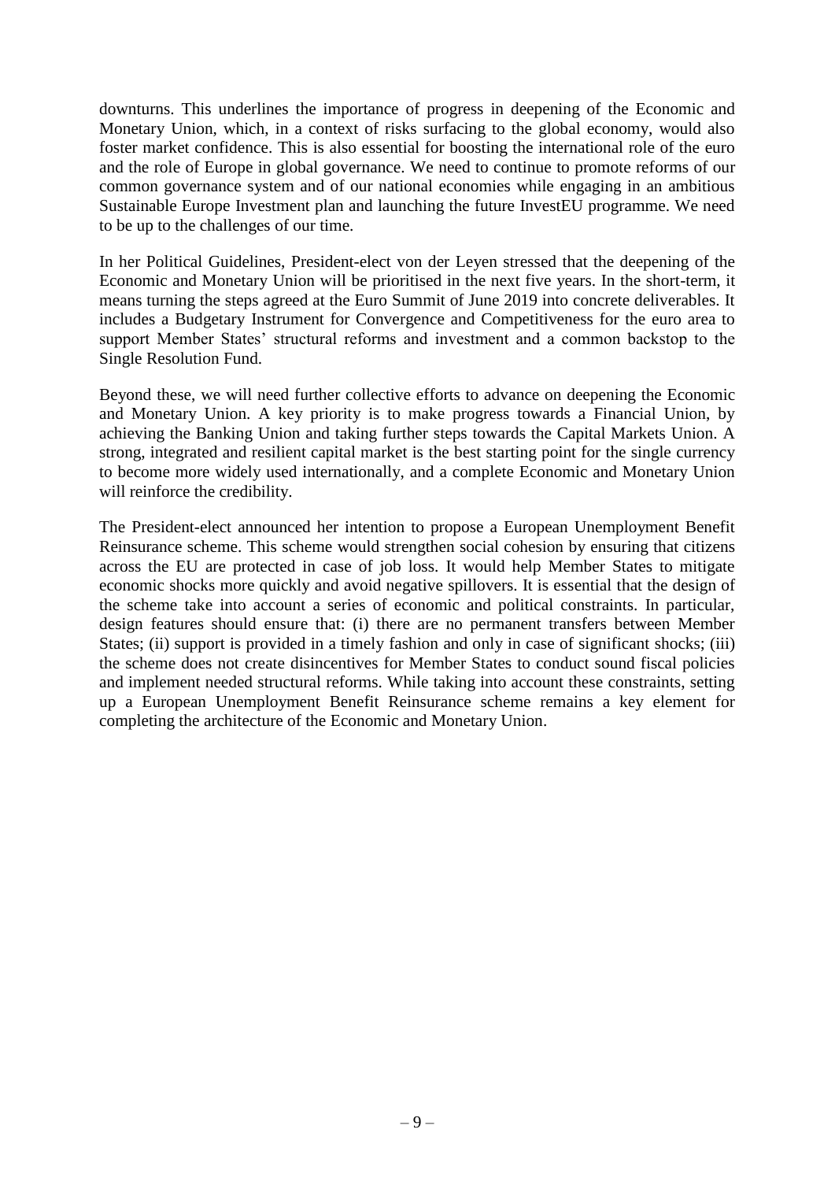downturns. This underlines the importance of progress in deepening of the Economic and Monetary Union, which, in a context of risks surfacing to the global economy, would also foster market confidence. This is also essential for boosting the international role of the euro and the role of Europe in global governance. We need to continue to promote reforms of our common governance system and of our national economies while engaging in an ambitious Sustainable Europe Investment plan and launching the future InvestEU programme. We need to be up to the challenges of our time.

In her Political Guidelines, President-elect von der Leyen stressed that the deepening of the Economic and Monetary Union will be prioritised in the next five years. In the short-term, it means turning the steps agreed at the Euro Summit of June 2019 into concrete deliverables. It includes a Budgetary Instrument for Convergence and Competitiveness for the euro area to support Member States' structural reforms and investment and a common backstop to the Single Resolution Fund.

Beyond these, we will need further collective efforts to advance on deepening the Economic and Monetary Union. A key priority is to make progress towards a Financial Union, by achieving the Banking Union and taking further steps towards the Capital Markets Union. A strong, integrated and resilient capital market is the best starting point for the single currency to become more widely used internationally, and a complete Economic and Monetary Union will reinforce the credibility.

The President-elect announced her intention to propose a European Unemployment Benefit Reinsurance scheme. This scheme would strengthen social cohesion by ensuring that citizens across the EU are protected in case of job loss. It would help Member States to mitigate economic shocks more quickly and avoid negative spillovers. It is essential that the design of the scheme take into account a series of economic and political constraints. In particular, design features should ensure that: (i) there are no permanent transfers between Member States; (ii) support is provided in a timely fashion and only in case of significant shocks; (iii) the scheme does not create disincentives for Member States to conduct sound fiscal policies and implement needed structural reforms. While taking into account these constraints, setting up a European Unemployment Benefit Reinsurance scheme remains a key element for completing the architecture of the Economic and Monetary Union.